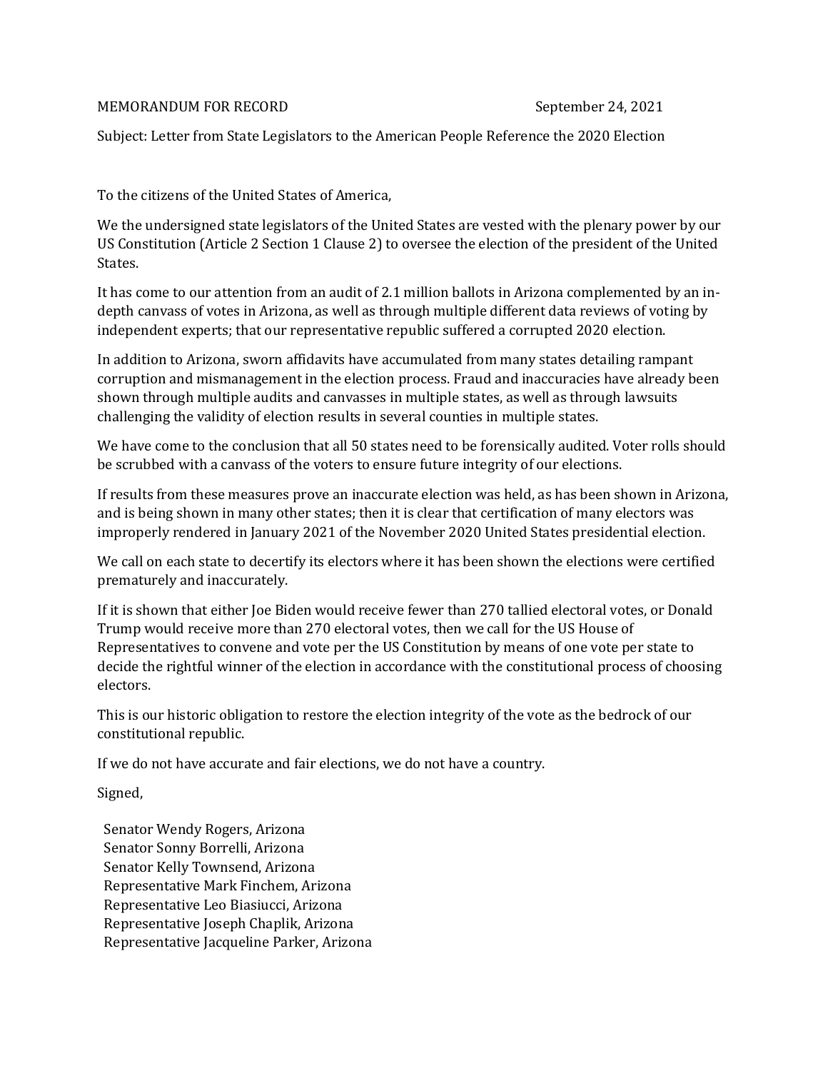MEMORANDUM FOR RECORD September 24, 2021

Subject: Letter from State Legislators to the American People Reference the 2020 Election

To the citizens of the United States of America,

We the undersigned state legislators of the United States are vested with the plenary power by our US Constitution (Article 2 Section 1 Clause 2) to oversee the election of the president of the United States.

It has come to our attention from an audit of 2.1 million ballots in Arizona complemented by an in-depth canvass of votes in Arizona, as well as through multiple different data reviews of voting by independent experts; that our representative republic suffered a corrupted 2020 election.

In addition to Arizona, sworn affidavits have accumulated from many states detailing rampant corruption and mismanagement in the election process. Fraud and inaccuracies have already been shown through multiple audits and canvasses in multiple states, as well as through lawsuits challenging the validity of election results in several counties in multiple states.

We have come to the conclusion that all 50 states need to be forensically audited. Voter rolls should be scrubbed with a canvass of the voters to ensure future integrity of our elections.

If results from these measures prove an inaccurate election was held, as has been shown in Arizona, and is being shown in many other states; then it is clear that certification of many electors was improperly rendered in January 2021 of the November 2020 United States presidential election.

We call on each state to decertify its electors where it has been shown the elections were certified prematurely and inaccurately.

If it is shown that either Joe Biden would receive fewer than 270 tallied electoral votes, or Donald Trump would receive more than 270 electoral votes, then we call for the US House of Representatives to convene and vote per the US Constitution by means of one vote per state to decide the rightful winner of the election in accordance with the constitutional process of choosing electors.

This is our historic obligation to restore the election integrity of the vote as the bedrock of our constitutional republic.

If we do not have accurate and fair elections, we do not have a country.

Signed,

Senator Wendy Rogers, Arizona
Senator Sonny Borrelli, Arizona
Senator Kelly Townsend, Arizona
Representative Mark Finchem, Arizona
Representative Leo Biasiucci, Arizona
Representative Joseph Chaplik, Arizona
Representative Jacqueline Parker, Arizona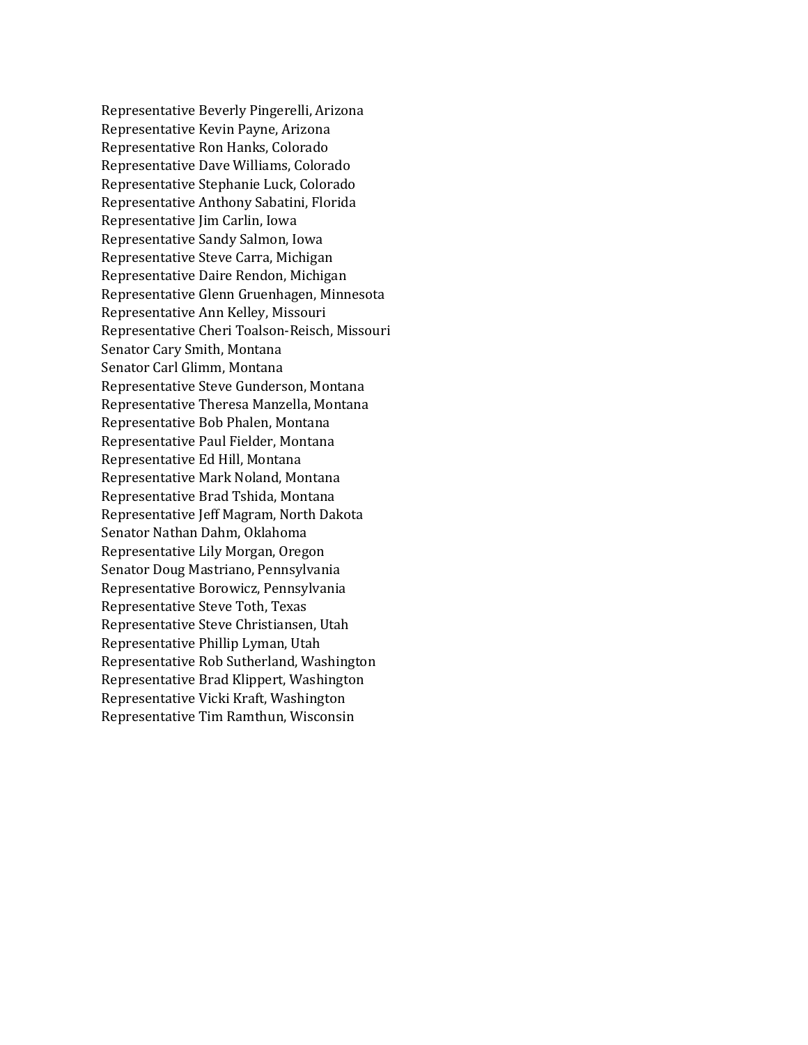Representative Beverly Pingerelli, Arizona
Representative Kevin Payne, Arizona
Representative Ron Hanks, Colorado
Representative Dave Williams, Colorado
Representative Stephanie Luck, Colorado
Representative Anthony Sabatini, Florida
Representative Jim Carlin, Iowa
Representative Sandy Salmon, Iowa
Representative Steve Carra, Michigan
Representative Daire Rendon, Michigan
Representative Glenn Gruenhagen, Minnesota
Representative Ann Kelley, Missouri
Representative Cheri Toalson-Reisch, Missouri
Senator Cary Smith, Montana
Senator Carl Glimm, Montana
Representative Steve Gunderson, Montana
Representative Theresa Manzella, Montana
Representative Bob Phalen, Montana
Representative Paul Fielder, Montana
Representative Ed Hill, Montana
Representative Mark Noland, Montana
Representative Brad Tshida, Montana
Representative Jeff Magram, North Dakota
Senator Nathan Dahm, Oklahoma
Representative Lily Morgan, Oregon
Senator Doug Mastriano, Pennsylvania
Representative Borowicz, Pennsylvania
Representative Steve Toth, Texas
Representative Steve Christiansen, Utah
Representative Phillip Lyman, Utah
Representative Rob Sutherland, Washington
Representative Brad Klippert, Washington
Representative Vicki Kraft, Washington
Representative Tim Ramthun, Wisconsin